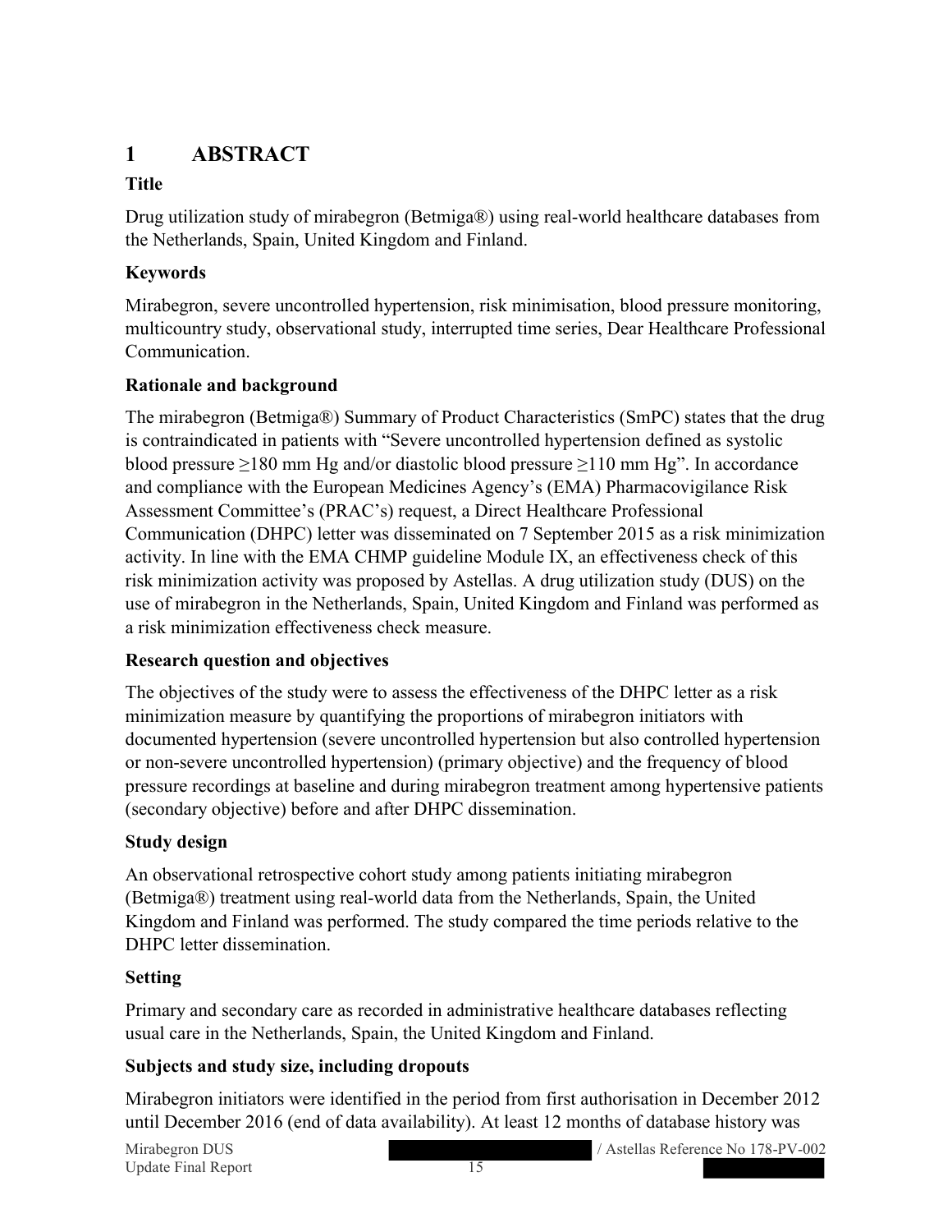# 1 ABSTRACT

**Title**

Drug utilization study of mirabegron (Betmiga®) using real-world healthcare databases from the Netherlands, Spain, United Kingdom and Finland.

**Keywords**

Mirabegron, severe uncontrolled hypertension, risk minimisation, blood pressure monitoring, multicountry study, observational study, interrupted time series, Dear Healthcare Professional Communication.

**Rationale and background**

The mirabegron (Betmiga®) Summary of Product Characteristics (SmPC) states that the drug is contraindicated in patients with "Severe uncontrolled hypertension defined as systolic blood pressure ≥180 mm Hg and/or diastolic blood pressure ≥110 mm Hg". In accordance and compliance with the European Medicines Agency's (EMA) Pharmacovigilance Risk Assessment Committee's (PRAC's) request, a Direct Healthcare Professional Communication (DHPC) letter was disseminated on 7 September 2015 as a risk minimization activity. In line with the EMA CHMP guideline Module IX, an effectiveness check of this risk minimization activity was proposed by Astellas. A drug utilization study (DUS) on the use of mirabegron in the Netherlands, Spain, United Kingdom and Finland was performed as a risk minimization effectiveness check measure.

**Research question and objectives**

The objectives of the study were to assess the effectiveness of the DHPC letter as a risk minimization measure by quantifying the proportions of mirabegron initiators with documented hypertension (severe uncontrolled hypertension but also controlled hypertension or non-severe uncontrolled hypertension) (primary objective) and the frequency of blood pressure recordings at baseline and during mirabegron treatment among hypertensive patients (secondary objective) before and after DHPC dissemination.

**Study design**

An observational retrospective cohort study among patients initiating mirabegron (Betmiga®) treatment using real-world data from the Netherlands, Spain, the United Kingdom and Finland was performed. The study compared the time periods relative to the DHPC letter dissemination.

**Setting**

Primary and secondary care as recorded in administrative healthcare databases reflecting usual care in the Netherlands, Spain, the United Kingdom and Finland.

**Subjects and study size, including dropouts**

Mirabegron initiators were identified in the period from first authorisation in December 2012 until December 2016 (end of data availability). At least 12 months of database history was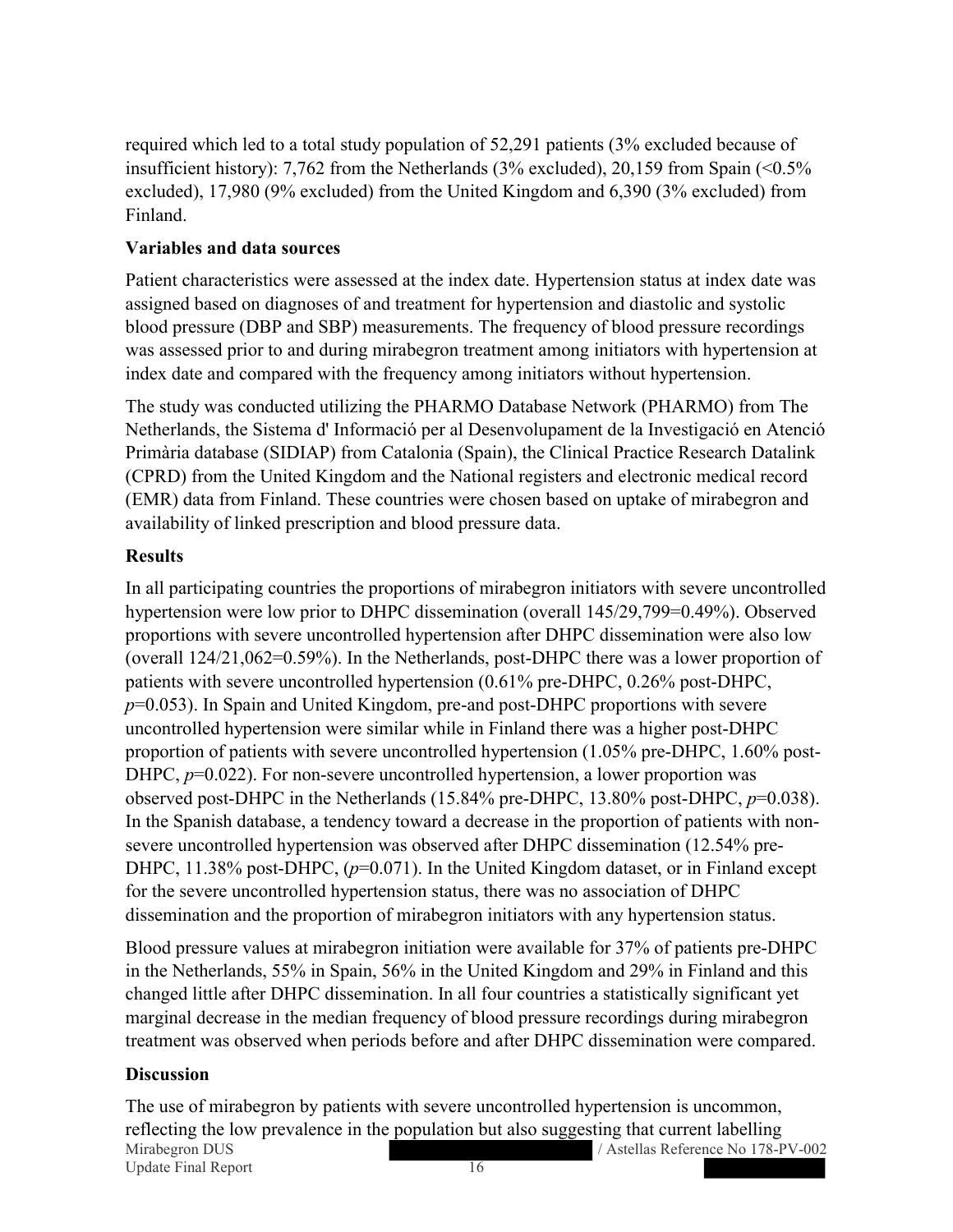required which led to a total study population of 52,291 patients (3% excluded because of insufficient history): 7,762 from the Netherlands (3% excluded), 20,159 from Spain (<0.5% excluded), 17,980 (9% excluded) from the United Kingdom and 6,390 (3% excluded) from Finland.

**Variables and data sources**

Patient characteristics were assessed at the index date. Hypertension status at index date was assigned based on diagnoses of and treatment for hypertension and diastolic and systolic blood pressure (DBP and SBP) measurements. The frequency of blood pressure recordings was assessed prior to and during mirabegron treatment among initiators with hypertension at index date and compared with the frequency among initiators without hypertension.

The study was conducted utilizing the PHARMO Database Network (PHARMO) from The Netherlands, the Sistema d' Informació per al Desenvolupament de la Investigació en Atenció Primària database (SIDIAP) from Catalonia (Spain), the Clinical Practice Research Datalink (CPRD) from the United Kingdom and the National registers and electronic medical record (EMR) data from Finland. These countries were chosen based on uptake of mirabegron and availability of linked prescription and blood pressure data.

**Results**

In all participating countries the proportions of mirabegron initiators with severe uncontrolled hypertension were low prior to DHPC dissemination (overall 145/29,799=0.49%). Observed proportions with severe uncontrolled hypertension after DHPC dissemination were also low (overall 124/21,062=0.59%). In the Netherlands, post-DHPC there was a lower proportion of patients with severe uncontrolled hypertension (0.61% pre-DHPC, 0.26% post-DHPC, $p$=0.053). In Spain and United Kingdom, pre-and post-DHPC proportions with severe uncontrolled hypertension were similar while in Finland there was a higher post-DHPC proportion of patients with severe uncontrolled hypertension (1.05% pre-DHPC, 1.60% post-DHPC, $p$=0.022). For non-severe uncontrolled hypertension, a lower proportion was observed post-DHPC in the Netherlands (15.84% pre-DHPC, 13.80% post-DHPC, $p$=0.038). In the Spanish database, a tendency toward a decrease in the proportion of patients with non-severe uncontrolled hypertension was observed after DHPC dissemination (12.54% pre-DHPC, 11.38% post-DHPC, ($p$=0.071). In the United Kingdom dataset, or in Finland except for the severe uncontrolled hypertension status, there was no association of DHPC dissemination and the proportion of mirabegron initiators with any hypertension status.

Blood pressure values at mirabegron initiation were available for 37% of patients pre-DHPC in the Netherlands, 55% in Spain, 56% in the United Kingdom and 29% in Finland and this changed little after DHPC dissemination. In all four countries a statistically significant yet marginal decrease in the median frequency of blood pressure recordings during mirabegron treatment was observed when periods before and after DHPC dissemination were compared.

**Discussion**

The use of mirabegron by patients with severe uncontrolled hypertension is uncommon, reflecting the low prevalence in the population but also suggesting that current labelling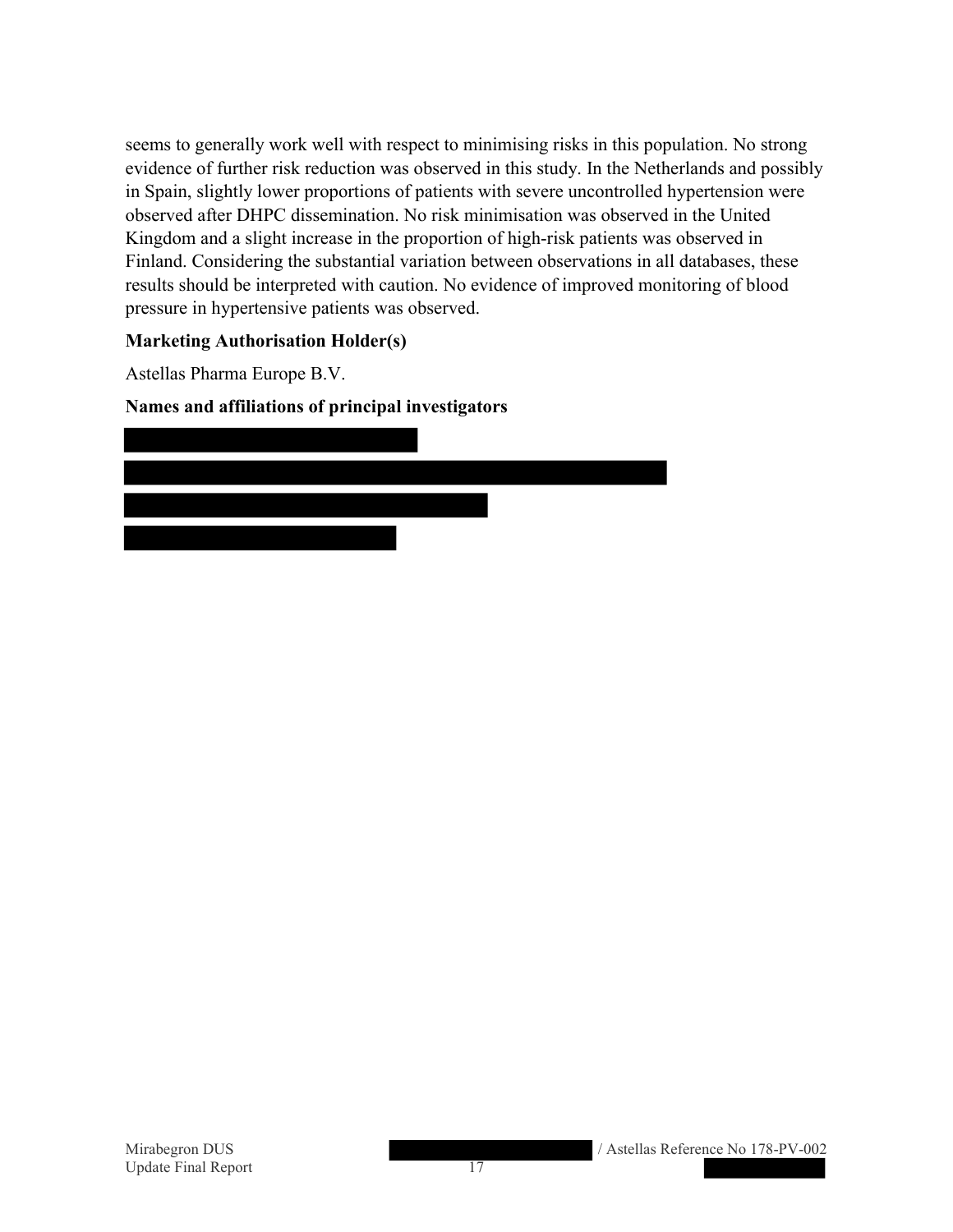seems to generally work well with respect to minimising risks in this population. No strong evidence of further risk reduction was observed in this study. In the Netherlands and possibly in Spain, slightly lower proportions of patients with severe uncontrolled hypertension were observed after DHPC dissemination. No risk minimisation was observed in the United Kingdom and a slight increase in the proportion of high-risk patients was observed in Finland. Considering the substantial variation between observations in all databases, these results should be interpreted with caution. No evidence of improved monitoring of blood pressure in hypertensive patients was observed.

**Marketing Authorisation Holder(s)**

Astellas Pharma Europe B.V.

**Names and affiliations of principal investigators**